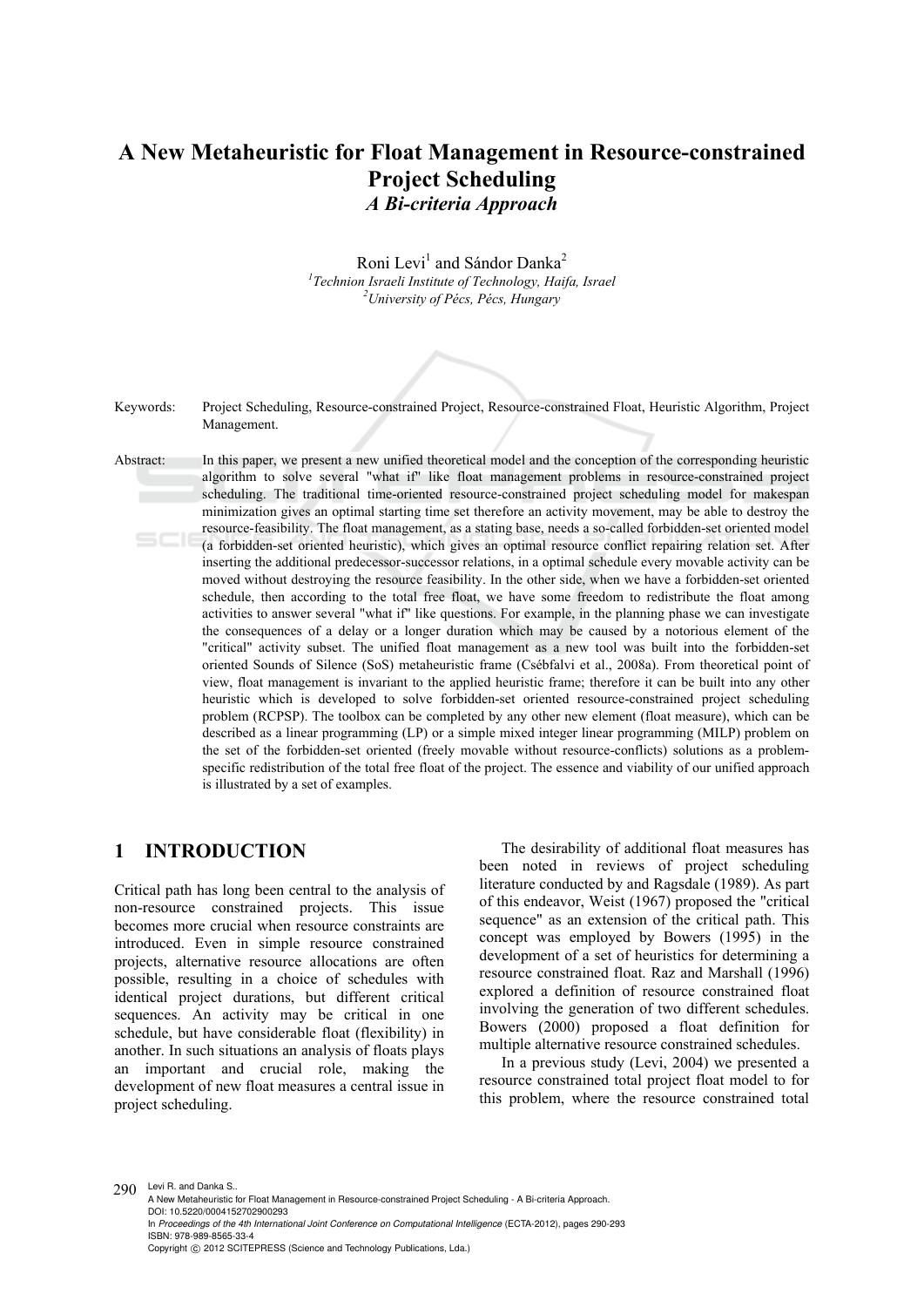# A New Metaheuristic for Float Management in Resource-constrained Project Scheduling

## *A Bi-criteria Approach*

Roni Levi[1] and Sándor Danka[2]

[1]*Technion Israeli Institute of Technology, Haifa, Israel*
[2]*University of Pécs, Pécs, Hungary*

Keywords: Project Scheduling, Resource-constrained Project, Resource-constrained Float, Heuristic Algorithm, Project Management.

Abstract: In this paper, we present a new unified theoretical model and the conception of the corresponding heuristic algorithm to solve several "what if" like float management problems in resource-constrained project scheduling. The traditional time-oriented resource-constrained project scheduling model for makespan minimization gives an optimal starting time set therefore an activity movement, may be able to destroy the resource-feasibility. The float management, as a stating base, needs a so-called forbidden-set oriented model (a forbidden-set oriented heuristic), which gives an optimal resource conflict repairing relation set. After inserting the additional predecessor-successor relations, in a optimal schedule every movable activity can be moved without destroying the resource feasibility. In the other side, when we have a forbidden-set oriented schedule, then according to the total free float, we have some freedom to redistribute the float among activities to answer several "what if" like questions. For example, in the planning phase we can investigate the consequences of a delay or a longer duration which may be caused by a notorious element of the "critical" activity subset. The unified float management as a new tool was built into the forbidden-set oriented Sounds of Silence (SoS) metaheuristic frame (Csébfalvi et al., 2008a). From theoretical point of view, float management is invariant to the applied heuristic frame; therefore it can be built into any other heuristic which is developed to solve forbidden-set oriented resource-constrained project scheduling problem (RCPSP). The toolbox can be completed by any other new element (float measure), which can be described as a linear programming (LP) or a simple mixed integer linear programming (MILP) problem on the set of the forbidden-set oriented (freely movable without resource-conflicts) solutions as a problem-specific redistribution of the total free float of the project. The essence and viability of our unified approach is illustrated by a set of examples.

## 1 INTRODUCTION

Critical path has long been central to the analysis of non-resource constrained projects. This issue becomes more crucial when resource constraints are introduced. Even in simple resource constrained projects, alternative resource allocations are often possible, resulting in a choice of schedules with identical project durations, but different critical sequences. An activity may be critical in one schedule, but have considerable float (flexibility) in another. In such situations an analysis of floats plays an important and crucial role, making the development of new float measures a central issue in project scheduling.

The desirability of additional float measures has been noted in reviews of project scheduling literature conducted by and Ragsdale (1989). As part of this endeavor, Weist (1967) proposed the "critical sequence" as an extension of the critical path. This concept was employed by Bowers (1995) in the development of a set of heuristics for determining a resource constrained float. Raz and Marshall (1996) explored a definition of resource constrained float involving the generation of two different schedules. Bowers (2000) proposed a float definition for multiple alternative resource constrained schedules.

In a previous study (Levi, 2004) we presented a resource constrained total project float model to for this problem, where the resource constrained total

Levi R. and Danka S..
A New Metaheuristic for Float Management in Resource-constrained Project Scheduling - A Bi-criteria Approach.
DOI: 10.5220/0004152702900293
In *Proceedings of the 4th International Joint Conference on Computational Intelligence* (ECTA-2012), pages 290-293
ISBN: 978-989-8565-33-4
Copyright © 2012 SCITEPRESS (Science and Technology Publications, Lda.)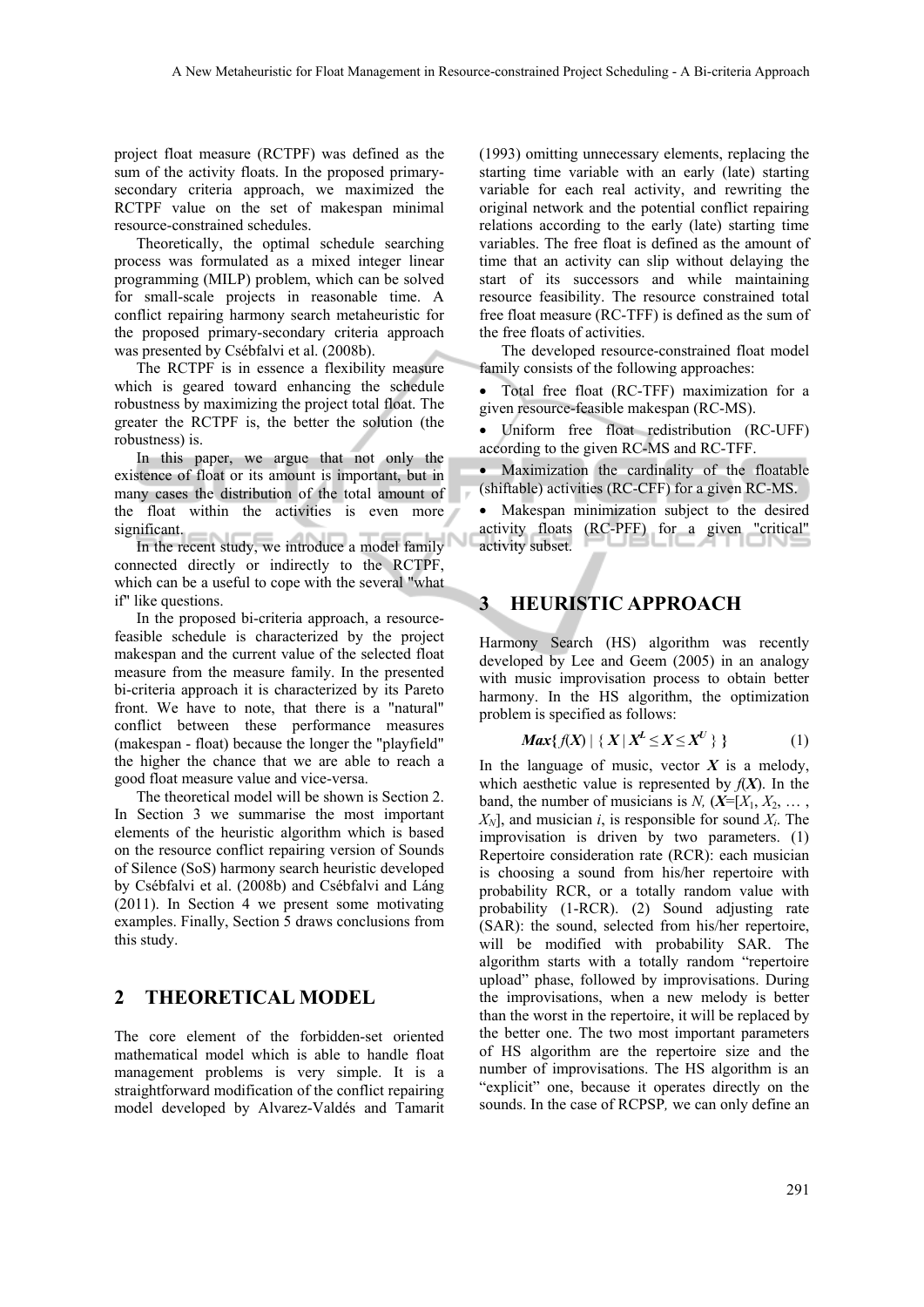project float measure (RCTPF) was defined as the sum of the activity floats. In the proposed primary-secondary criteria approach, we maximized the RCTPF value on the set of makespan minimal resource-constrained schedules.

Theoretically, the optimal schedule searching process was formulated as a mixed integer linear programming (MILP) problem, which can be solved for small-scale projects in reasonable time. A conflict repairing harmony search metaheuristic for the proposed primary-secondary criteria approach was presented by Csébfalvi et al. (2008b).

The RCTPF is in essence a flexibility measure which is geared toward enhancing the schedule robustness by maximizing the project total float. The greater the RCTPF is, the better the solution (the robustness) is.

In this paper, we argue that not only the existence of float or its amount is important, but in many cases the distribution of the total amount of the float within the activities is even more significant.

In the recent study, we introduce a model family connected directly or indirectly to the RCTPF, which can be a useful to cope with the several "what if" like questions.

In the proposed bi-criteria approach, a resource-feasible schedule is characterized by the project makespan and the current value of the selected float measure from the measure family. In the presented bi-criteria approach it is characterized by its Pareto front. We have to note, that there is a "natural" conflict between these performance measures (makespan - float) because the longer the "playfield" the higher the chance that we are able to reach a good float measure value and vice-versa.

The theoretical model will be shown is Section 2. In Section 3 we summarise the most important elements of the heuristic algorithm which is based on the resource conflict repairing version of Sounds of Silence (SoS) harmony search heuristic developed by Csébfalvi et al. (2008b) and Csébfalvi and Láng (2011). In Section 4 we present some motivating examples. Finally, Section 5 draws conclusions from this study.

## 2 THEORETICAL MODEL

The core element of the forbidden-set oriented mathematical model which is able to handle float management problems is very simple. It is a straightforward modification of the conflict repairing model developed by Alvarez-Valdés and Tamarit (1993) omitting unnecessary elements, replacing the starting time variable with an early (late) starting variable for each real activity, and rewriting the original network and the potential conflict repairing relations according to the early (late) starting time variables. The free float is defined as the amount of time that an activity can slip without delaying the start of its successors and while maintaining resource feasibility. The resource constrained total free float measure (RC-TFF) is defined as the sum of the free floats of activities.

The developed resource-constrained float model family consists of the following approaches:

- Total free float (RC-TFF) maximization for a given resource-feasible makespan (RC-MS).
- Uniform free float redistribution (RC-UFF) according to the given RC-MS and RC-TFF.
- Maximization the cardinality of the floatable (shiftable) activities (RC-CFF) for a given RC-MS.
- Makespan minimization subject to the desired activity floats (RC-PFF) for a given "critical" activity subset.

## 3 HEURISTIC APPROACH

Harmony Search (HS) algorithm was recently developed by Lee and Geem (2005) in an analogy with music improvisation process to obtain better harmony. In the HS algorithm, the optimization problem is specified as follows:

$$\boldsymbol{Max}\{ f(\boldsymbol{X}) \mid \{ \boldsymbol{X} \mid \boldsymbol{X}^L \leq \boldsymbol{X} \leq \boldsymbol{X}^U \} \} \tag{1}$$

In the language of music, vector $\boldsymbol{X}$ is a melody, which aesthetic value is represented by $f(\boldsymbol{X})$. In the band, the number of musicians is $N$, ($\boldsymbol{X}=[X_1, X_2, \ldots, X_N]$, and musician $i$, is responsible for sound $X_i$. The improvisation is driven by two parameters. (1) Repertoire consideration rate (RCR): each musician is choosing a sound from his/her repertoire with probability RCR, or a totally random value with probability (1-RCR). (2) Sound adjusting rate (SAR): the sound, selected from his/her repertoire, will be modified with probability SAR. The algorithm starts with a totally random "repertoire upload" phase, followed by improvisations. During the improvisations, when a new melody is better than the worst in the repertoire, it will be replaced by the better one. The two most important parameters of HS algorithm are the repertoire size and the number of improvisations. The HS algorithm is an "explicit" one, because it operates directly on the sounds. In the case of RCPSP, we can only define an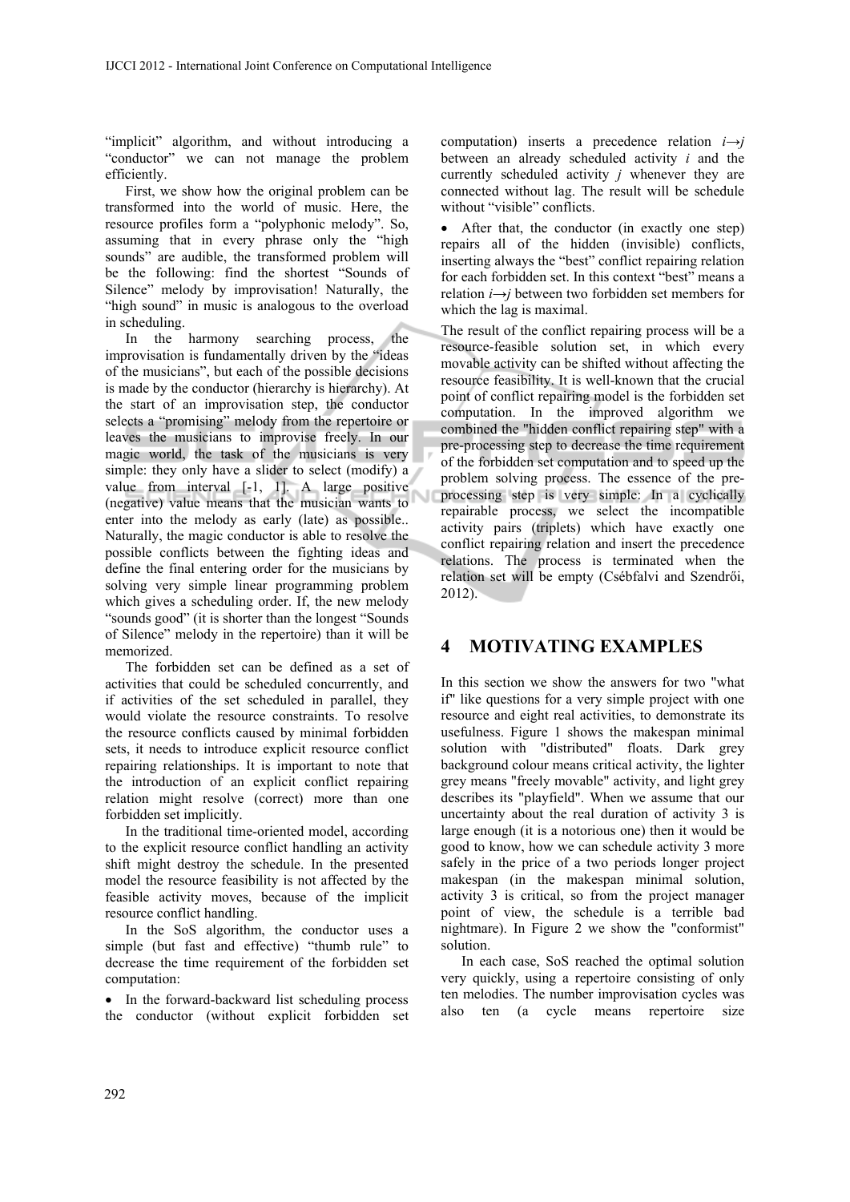"implicit" algorithm, and without introducing a "conductor" we can not manage the problem efficiently.

First, we show how the original problem can be transformed into the world of music. Here, the resource profiles form a "polyphonic melody". So, assuming that in every phrase only the "high sounds" are audible, the transformed problem will be the following: find the shortest "Sounds of Silence" melody by improvisation! Naturally, the "high sound" in music is analogous to the overload in scheduling.

In the harmony searching process, the improvisation is fundamentally driven by the "ideas of the musicians", but each of the possible decisions is made by the conductor (hierarchy is hierarchy). At the start of an improvisation step, the conductor selects a "promising" melody from the repertoire or leaves the musicians to improvise freely. In our magic world, the task of the musicians is very simple: they only have a slider to select (modify) a value from interval [-1, 1]. A large positive (negative) value means that the musician wants to enter into the melody as early (late) as possible.. Naturally, the magic conductor is able to resolve the possible conflicts between the fighting ideas and define the final entering order for the musicians by solving very simple linear programming problem which gives a scheduling order. If, the new melody "sounds good" (it is shorter than the longest "Sounds of Silence" melody in the repertoire) than it will be memorized.

The forbidden set can be defined as a set of activities that could be scheduled concurrently, and if activities of the set scheduled in parallel, they would violate the resource constraints. To resolve the resource conflicts caused by minimal forbidden sets, it needs to introduce explicit resource conflict repairing relationships. It is important to note that the introduction of an explicit conflict repairing relation might resolve (correct) more than one forbidden set implicitly.

In the traditional time-oriented model, according to the explicit resource conflict handling an activity shift might destroy the schedule. In the presented model the resource feasibility is not affected by the feasible activity moves, because of the implicit resource conflict handling.

In the SoS algorithm, the conductor uses a simple (but fast and effective) "thumb rule" to decrease the time requirement of the forbidden set computation:

- In the forward-backward list scheduling process the conductor (without explicit forbidden set computation) inserts a precedence relation $i \rightarrow j$ between an already scheduled activity $i$ and the currently scheduled activity $j$ whenever they are connected without lag. The result will be schedule without "visible" conflicts.
- After that, the conductor (in exactly one step) repairs all of the hidden (invisible) conflicts, inserting always the "best" conflict repairing relation for each forbidden set. In this context "best" means a relation $i \rightarrow j$ between two forbidden set members for which the lag is maximal.

The result of the conflict repairing process will be a resource-feasible solution set, in which every movable activity can be shifted without affecting the resource feasibility. It is well-known that the crucial point of conflict repairing model is the forbidden set computation. In the improved algorithm we combined the "hidden conflict repairing step" with a pre-processing step to decrease the time requirement of the forbidden set computation and to speed up the problem solving process. The essence of the pre-processing step is very simple: In a cyclically repairable process, we select the incompatible activity pairs (triplets) which have exactly one conflict repairing relation and insert the precedence relations. The process is terminated when the relation set will be empty (Csébfalvi and Szendrői, 2012).

## 4 MOTIVATING EXAMPLES

In this section we show the answers for two "what if" like questions for a very simple project with one resource and eight real activities, to demonstrate its usefulness. Figure 1 shows the makespan minimal solution with "distributed" floats. Dark grey background colour means critical activity, the lighter grey means "freely movable" activity, and light grey describes its "playfield". When we assume that our uncertainty about the real duration of activity 3 is large enough (it is a notorious one) then it would be good to know, how we can schedule activity 3 more safely in the price of a two periods longer project makespan (in the makespan minimal solution, activity 3 is critical, so from the project manager point of view, the schedule is a terrible bad nightmare). In Figure 2 we show the "conformist" solution.

In each case, SoS reached the optimal solution very quickly, using a repertoire consisting of only ten melodies. The number improvisation cycles was also ten (a cycle means repertoire size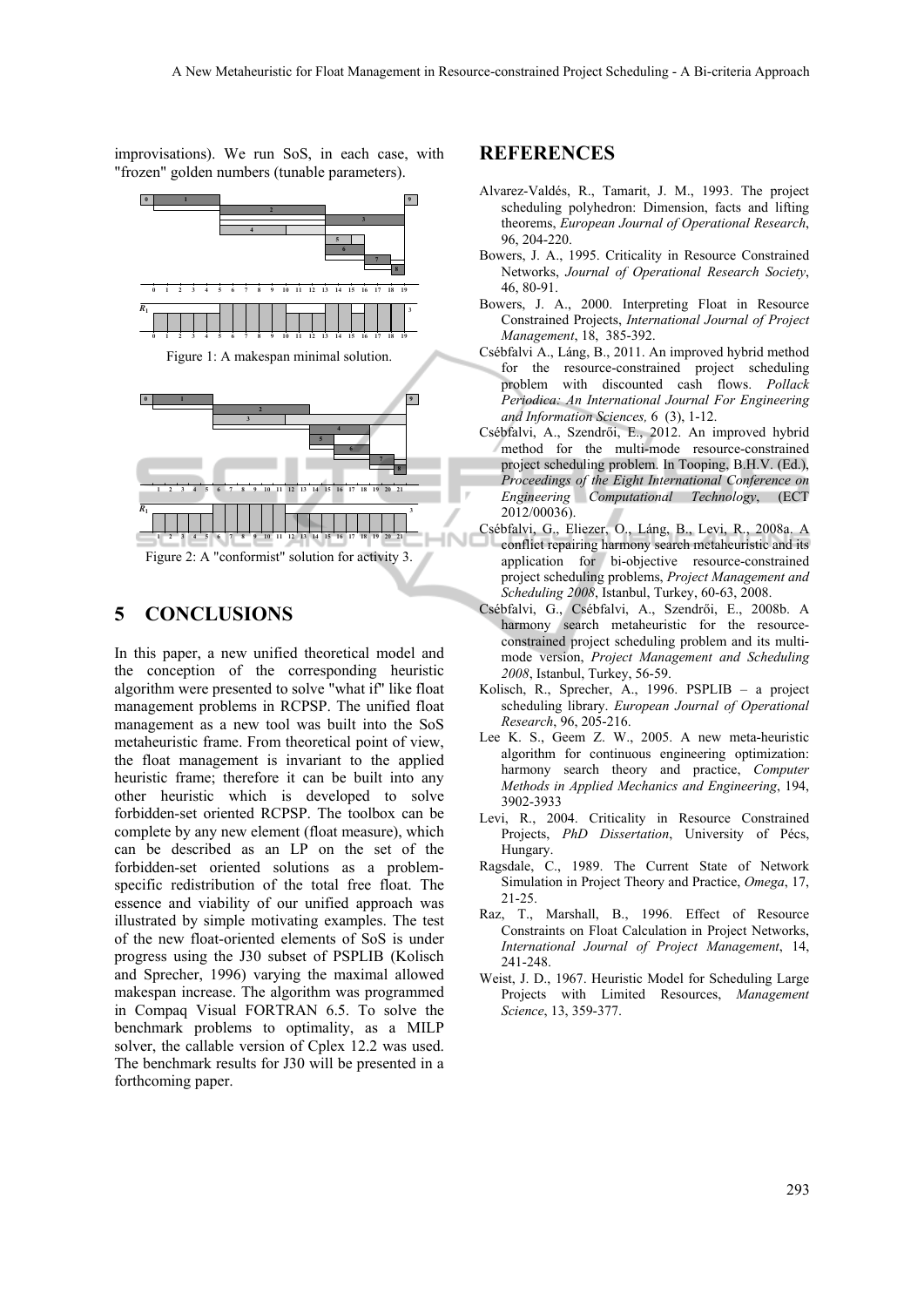improvisations). We run SoS, in each case, with "frozen" golden numbers (tunable parameters).

0 1 9 2 3 4 5 6 7 8

0 1 2 3 4 5 6 7 8 9 10 11 12 13 14 15 16 17 18 19

$R_1$ 3

0 1 2 3 4 5 6 7 8 9 10 11 12 13 14 15 16 17 18 19

Figure 1: A makespan minimal solution.

0 1 9 2 3 4 5 6 7 8

1 2 3 4 5 6 7 8 9 10 11 12 13 14 15 16 17 18 19 20 21

$R_1$ 3

1 2 3 4 5 6 7 8 9 10 11 12 13 14 15 16 17 18 19 20 21

Figure 2: A "conformist" solution for activity 3.

## 5 CONCLUSIONS

In this paper, a new unified theoretical model and the conception of the corresponding heuristic algorithm were presented to solve "what if" like float management problems in RCPSP. The unified float management as a new tool was built into the SoS metaheuristic frame. From theoretical point of view, the float management is invariant to the applied heuristic frame; therefore it can be built into any other heuristic which is developed to solve forbidden-set oriented RCPSP. The toolbox can be complete by any new element (float measure), which can be described as an LP on the set of the forbidden-set oriented solutions as a problem-specific redistribution of the total free float. The essence and viability of our unified approach was illustrated by simple motivating examples. The test of the new float-oriented elements of SoS is under progress using the J30 subset of PSPLIB (Kolisch and Sprecher, 1996) varying the maximal allowed makespan increase. The algorithm was programmed in Compaq Visual FORTRAN 6.5. To solve the benchmark problems to optimality, as a MILP solver, the callable version of Cplex 12.2 was used. The benchmark results for J30 will be presented in a forthcoming paper.

## REFERENCES

Alvarez-Valdés, R., Tamarit, J. M., 1993. The project scheduling polyhedron: Dimension, facts and lifting theorems, *European Journal of Operational Research*, 96, 204-220.

Bowers, J. A., 1995. Criticality in Resource Constrained Networks, *Journal of Operational Research Society*, 46, 80-91.

Bowers, J. A., 2000. Interpreting Float in Resource Constrained Projects, *International Journal of Project Management*, 18, 385-392.

Csébfalvi A., Láng, B., 2011. An improved hybrid method for the resource-constrained project scheduling problem with discounted cash flows. *Pollack Periodica: An International Journal For Engineering and Information Sciences,* 6 (3), 1-12.

Csébfalvi, A., Szendrői, E., 2012. An improved hybrid method for the multi-mode resource-constrained project scheduling problem. In Tooping, B.H.V. (Ed.), *Proceedings of the Eight International Conference on Engineering Computational Technology*, (ECT 2012/00036).

Csébfalvi, G., Eliezer, O., Láng, B., Levi, R., 2008a. A conflict repairing harmony search metaheuristic and its application for bi-objective resource-constrained project scheduling problems, *Project Management and Scheduling 2008*, Istanbul, Turkey, 60-63, 2008.

Csébfalvi, G., Csébfalvi, A., Szendrői, E., 2008b. A harmony search metaheuristic for the resource-constrained project scheduling problem and its multi-mode version, *Project Management and Scheduling 2008*, Istanbul, Turkey, 56-59.

Kolisch, R., Sprecher, A., 1996. PSPLIB – a project scheduling library. *European Journal of Operational Research*, 96, 205-216.

Lee K. S., Geem Z. W., 2005. A new meta-heuristic algorithm for continuous engineering optimization: harmony search theory and practice, *Computer Methods in Applied Mechanics and Engineering*, 194, 3902-3933

Levi, R., 2004. Criticality in Resource Constrained Projects, *PhD Dissertation*, University of Pécs, Hungary.

Ragsdale, C., 1989. The Current State of Network Simulation in Project Theory and Practice, *Omega*, 17, 21-25.

Raz, T., Marshall, B., 1996. Effect of Resource Constraints on Float Calculation in Project Networks, *International Journal of Project Management*, 14, 241-248.

Weist, J. D., 1967. Heuristic Model for Scheduling Large Projects with Limited Resources, *Management Science*, 13, 359-377.